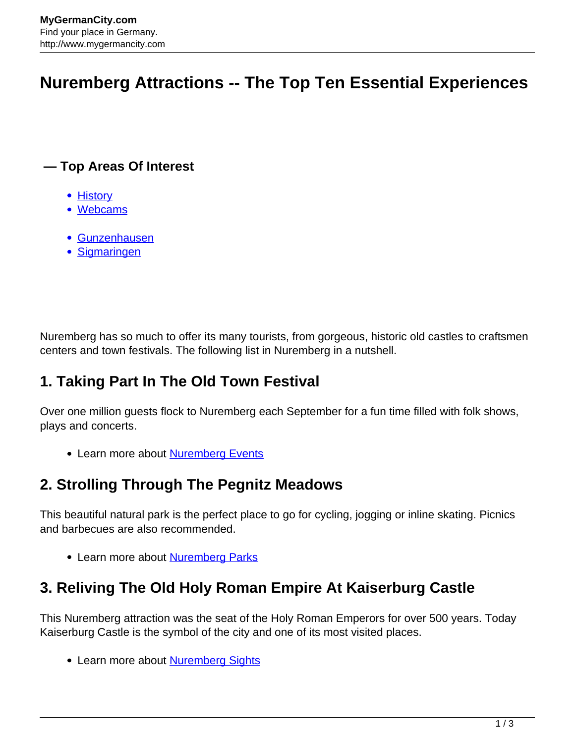# Nuremberg Attractions -- The Top Ten Essential Experiences

### — Top Areas Of Interest

- History
- Webcams

- Gunzenhausen
- Sigmaringen

Nuremberg has so much to offer its many tourists, from gorgeous, historic old castles to craftsmen centers and town festivals. The following list in Nuremberg in a nutshell.

## 1. Taking Part In The Old Town Festival

Over one million guests flock to Nuremberg each September for a fun time filled with folk shows, plays and concerts.

- Learn more about Nuremberg Events

## 2. Strolling Through The Pegnitz Meadows

This beautiful natural park is the perfect place to go for cycling, jogging or inline skating. Picnics and barbecues are also recommended.

- Learn more about Nuremberg Parks

## 3. Reliving The Old Holy Roman Empire At Kaiserburg Castle

This Nuremberg attraction was the seat of the Holy Roman Emperors for over 500 years. Today Kaiserburg Castle is the symbol of the city and one of its most visited places.

- Learn more about Nuremberg Sights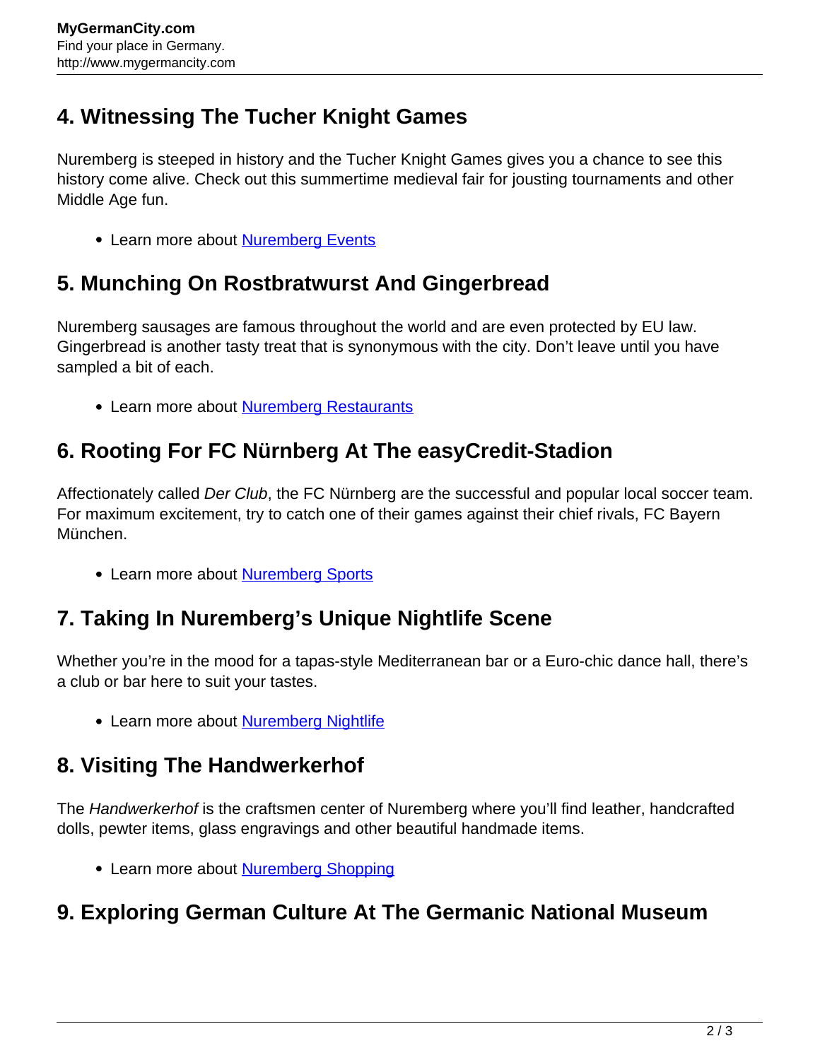## 4. Witnessing The Tucher Knight Games

Nuremberg is steeped in history and the Tucher Knight Games gives you a chance to see this history come alive. Check out this summertime medieval fair for jousting tournaments and other Middle Age fun.

- Learn more about [Nuremberg Events]()

## 5. Munching On Rostbratwurst And Gingerbread

Nuremberg sausages are famous throughout the world and are even protected by EU law. Gingerbread is another tasty treat that is synonymous with the city. Don't leave until you have sampled a bit of each.

- Learn more about [Nuremberg Restaurants]()

## 6. Rooting For FC Nürnberg At The easyCredit-Stadion

Affectionately called *Der Club*, the FC Nürnberg are the successful and popular local soccer team. For maximum excitement, try to catch one of their games against their chief rivals, FC Bayern München.

- Learn more about [Nuremberg Sports]()

## 7. Taking In Nuremberg's Unique Nightlife Scene

Whether you're in the mood for a tapas-style Mediterranean bar or a Euro-chic dance hall, there's a club or bar here to suit your tastes.

- Learn more about [Nuremberg Nightlife]()

## 8. Visiting The Handwerkerhof

The *Handwerkerhof* is the craftsmen center of Nuremberg where you'll find leather, handcrafted dolls, pewter items, glass engravings and other beautiful handmade items.

- Learn more about [Nuremberg Shopping]()

## 9. Exploring German Culture At The Germanic National Museum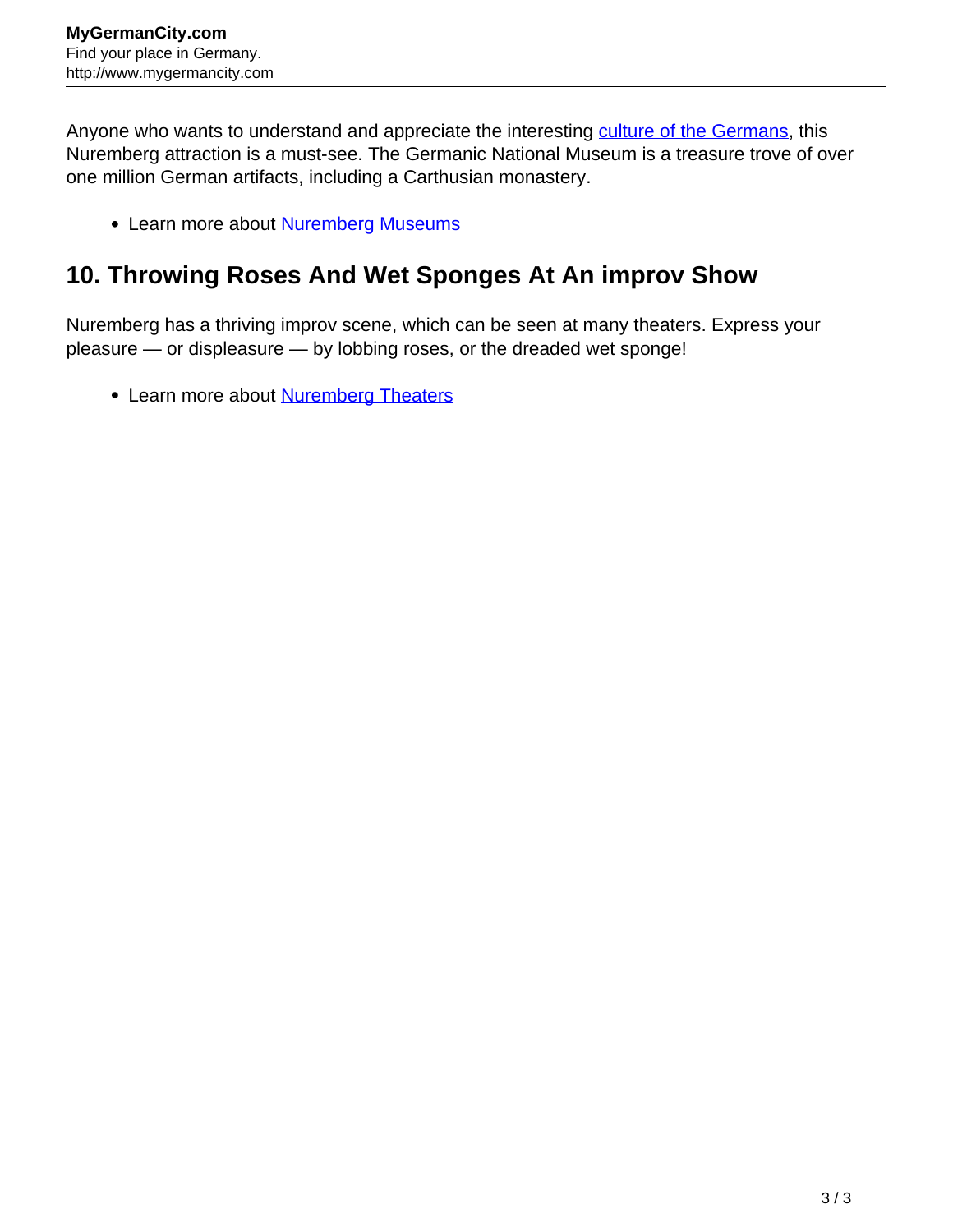Anyone who wants to understand and appreciate the interesting culture of the Germans, this Nuremberg attraction is a must-see. The Germanic National Museum is a treasure trove of over one million German artifacts, including a Carthusian monastery.

- Learn more about Nuremberg Museums

## 10. Throwing Roses And Wet Sponges At An improv Show

Nuremberg has a thriving improv scene, which can be seen at many theaters. Express your pleasure — or displeasure — by lobbing roses, or the dreaded wet sponge!

- Learn more about Nuremberg Theaters